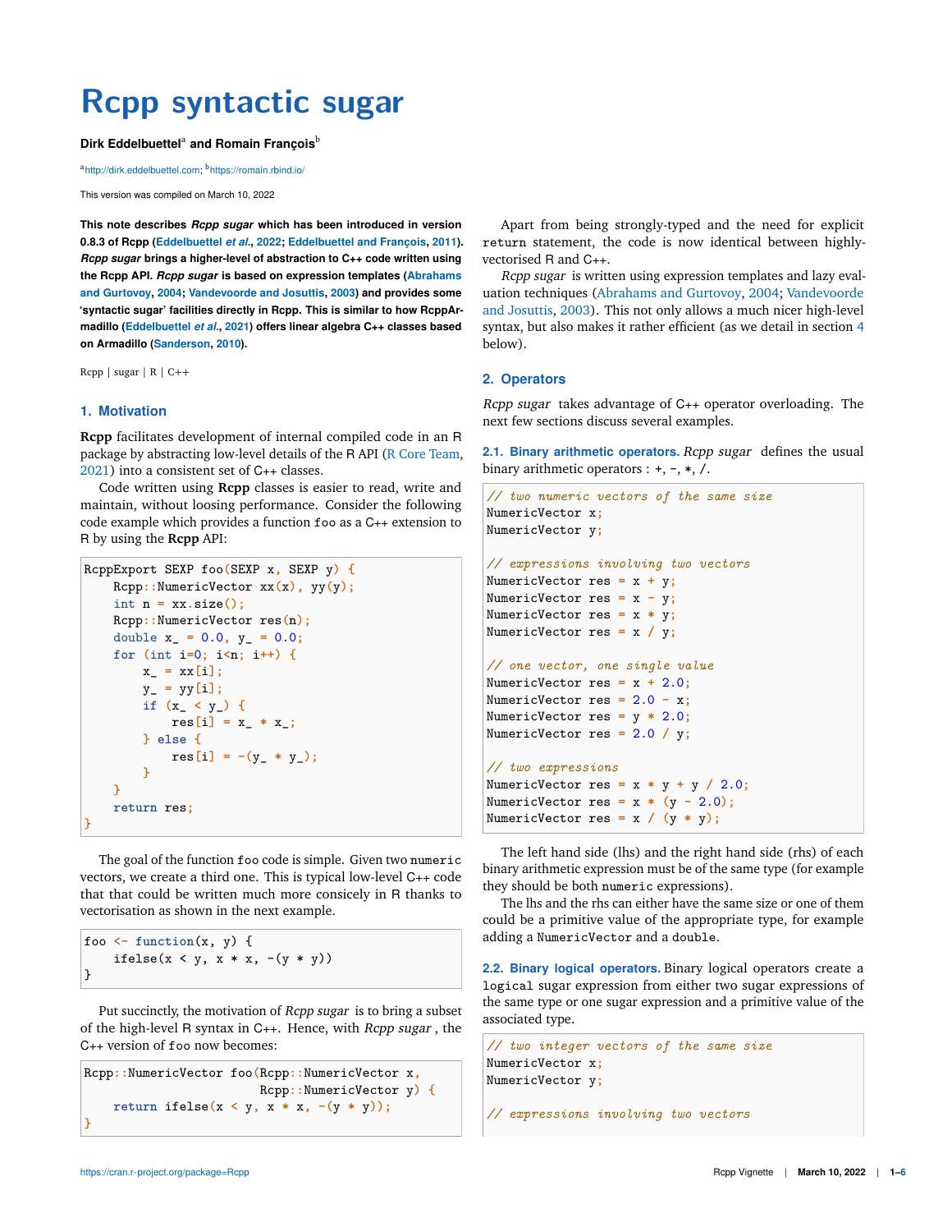# Rcpp syntactic sugar

**Dirk Eddelbuettel**[a] **and Romain François**[b]

[a]http://dirk.eddelbuettel.com; [b]https://romain.rbind.io/

This version was compiled on March 10, 2022

**This note describes *Rcpp sugar* which has been introduced in version 0.8.3 of Rcpp (Eddelbuettel *et al.*, 2022; Eddelbuettel and François, 2011). *Rcpp sugar* brings a higher-level of abstraction to C++ code written using the Rcpp API. *Rcpp sugar* is based on expression templates (Abrahams and Gurtovoy, 2004; Vandevoorde and Josuttis, 2003) and provides some 'syntactic sugar' facilities directly in Rcpp. This is similar to how RcppArmadillo (Eddelbuettel *et al.*, 2021) offers linear algebra C++ classes based on Armadillo (Sanderson, 2010).**

Rcpp | sugar | R | C++

## 1. Motivation

**Rcpp** facilitates development of internal compiled code in an R package by abstracting low-level details of the R API (R Core Team, 2021) into a consistent set of C++ classes.

Code written using **Rcpp** classes is easier to read, write and maintain, without loosing performance. Consider the following code example which provides a function foo as a C++ extension to R by using the **Rcpp** API:

```
RcppExport SEXP foo(SEXP x, SEXP y) {
    Rcpp::NumericVector xx(x), yy(y);
    int n = xx.size();
    Rcpp::NumericVector res(n);
    double x_ = 0.0, y_ = 0.0;
    for (int i=0; i<n; i++) {
        x_ = xx[i];
        y_ = yy[i];
        if (x_ < y_) {
            res[i] = x_ * x_;
        } else {
            res[i] = -(y_ * y_);
        }
    }
    return res;
}
```

The goal of the function foo code is simple. Given two numeric vectors, we create a third one. This is typical low-level C++ code that that could be written much more consicely in R thanks to vectorisation as shown in the next example.

```
foo <- function(x, y) {
    ifelse(x < y, x * x, -(y * y))
}
```

Put succinctly, the motivation of *Rcpp sugar* is to bring a subset of the high-level R syntax in C++. Hence, with *Rcpp sugar* , the C++ version of foo now becomes:

```
Rcpp::NumericVector foo(Rcpp::NumericVector x,
                        Rcpp::NumericVector y) {
    return ifelse(x < y, x * x, -(y * y));
}
```

Apart from being strongly-typed and the need for explicit return statement, the code is now identical between highly-vectorised R and C++.

*Rcpp sugar* is written using expression templates and lazy evaluation techniques (Abrahams and Gurtovoy, 2004; Vandevoorde and Josuttis, 2003). This not only allows a much nicer high-level syntax, but also makes it rather efficient (as we detail in section 4 below).

## 2. Operators

*Rcpp sugar* takes advantage of C++ operator overloading. The next few sections discuss several examples.

### 2.1. Binary arithmetic operators.

*Rcpp sugar* defines the usual binary arithmetic operators : +, -, *, /.

```
// two numeric vectors of the same size
NumericVector x;
NumericVector y;

// expressions involving two vectors
NumericVector res = x + y;
NumericVector res = x - y;
NumericVector res = x * y;
NumericVector res = x / y;

// one vector, one single value
NumericVector res = x + 2.0;
NumericVector res = 2.0 - x;
NumericVector res = y * 2.0;
NumericVector res = 2.0 / y;

// two expressions
NumericVector res = x * y + y / 2.0;
NumericVector res = x * (y - 2.0);
NumericVector res = x / (y * y);
```

The left hand side (lhs) and the right hand side (rhs) of each binary arithmetic expression must be of the same type (for example they should be both numeric expressions).

The lhs and the rhs can either have the same size or one of them could be a primitive value of the appropriate type, for example adding a NumericVector and a double.

### 2.2. Binary logical operators.

Binary logical operators create a logical sugar expression from either two sugar expressions of the same type or one sugar expression and a primitive value of the associated type.

```
// two integer vectors of the same size
NumericVector x;
NumericVector y;

// expressions involving two vectors
```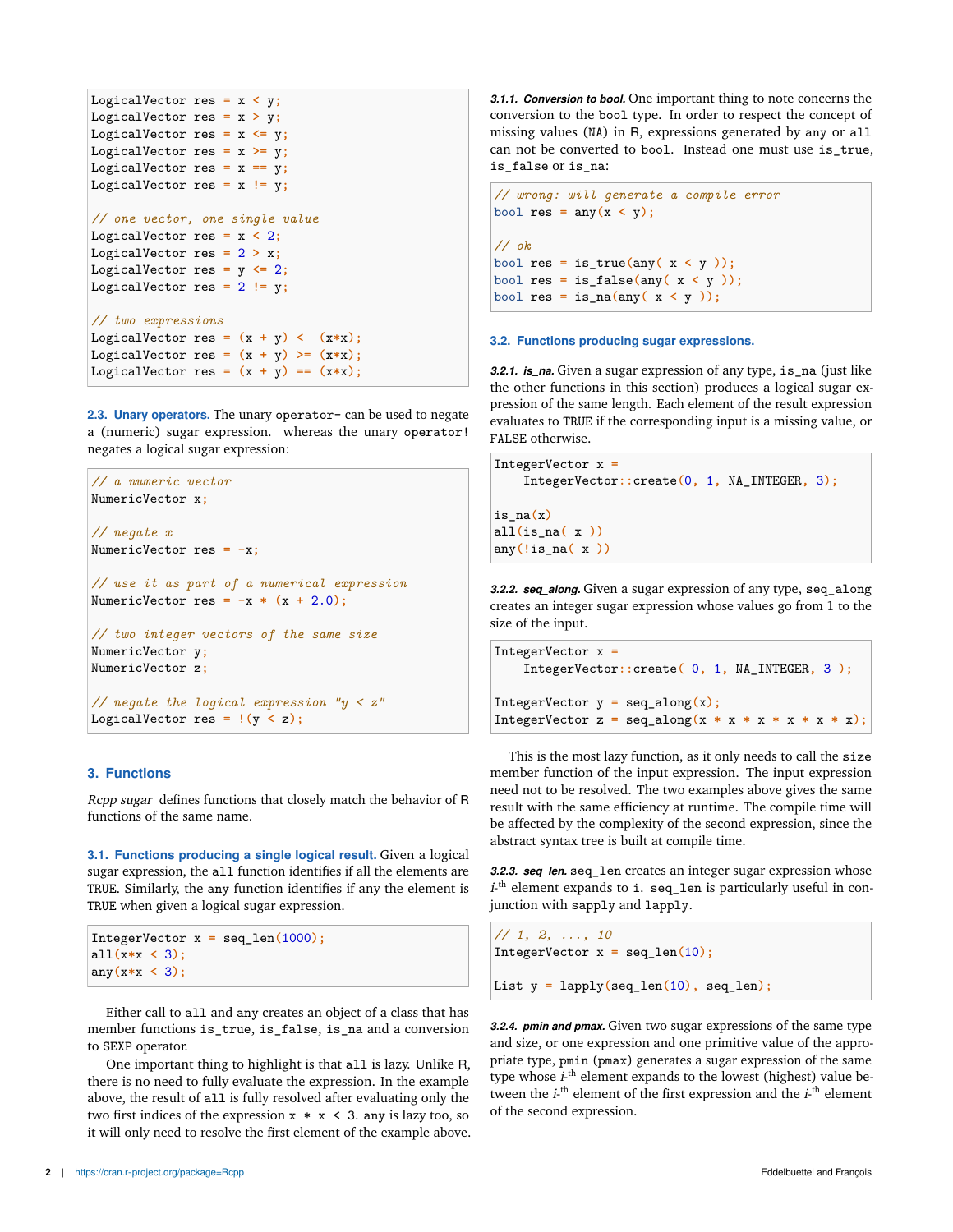```
LogicalVector res = x < y;
LogicalVector res = x > y;
LogicalVector res = x <= y;
LogicalVector res = x >= y;
LogicalVector res = x == y;
LogicalVector res = x != y;

// one vector, one single value
LogicalVector res = x < 2;
LogicalVector res = 2 > x;
LogicalVector res = y <= 2;
LogicalVector res = 2 != y;

// two expressions
LogicalVector res = (x + y) <  (x*x);
LogicalVector res = (x + y) >= (x*x);
LogicalVector res = (x + y) == (x*x);
```

### 2.3. Unary operators.

The unary `operator-` can be used to negate a (numeric) sugar expression. whereas the unary `operator!` negates a logical sugar expression:

```
// a numeric vector
NumericVector x;

// negate x
NumericVector res = -x;

// use it as part of a numerical expression
NumericVector res = -x * (x + 2.0);

// two integer vectors of the same size
NumericVector y;
NumericVector z;

// negate the logical expression "y < z"
LogicalVector res = !(y < z);
```

## 3. Functions

*Rcpp sugar* defines functions that closely match the behavior of R functions of the same name.

### 3.1. Functions producing a single logical result.

Given a logical sugar expression, the `all` function identifies if all the elements are `TRUE`. Similarly, the `any` function identifies if any the element is `TRUE` when given a logical sugar expression.

```
IntegerVector x = seq_len(1000);
all(x*x < 3);
any(x*x < 3);
```

Either call to `all` and `any` creates an object of a class that has member functions `is_true`, `is_false`, `is_na` and a conversion to `SEXP` operator.

One important thing to highlight is that `all` is lazy. Unlike R, there is no need to fully evaluate the expression. In the example above, the result of `all` is fully resolved after evaluating only the two first indices of the expression `x * x < 3`. `any` is lazy too, so it will only need to resolve the first element of the example above.

#### 3.1.1. Conversion to bool.

One important thing to note concerns the conversion to the `bool` type. In order to respect the concept of missing values (`NA`) in R, expressions generated by `any` or `all` can not be converted to `bool`. Instead one must use `is_true`, `is_false` or `is_na`:

```
// wrong: will generate a compile error
bool res = any(x < y);

// ok
bool res = is_true(any( x < y ));
bool res = is_false(any( x < y ));
bool res = is_na(any( x < y ));
```

### 3.2. Functions producing sugar expressions.

#### 3.2.1. is_na.

Given a sugar expression of any type, `is_na` (just like the other functions in this section) produces a logical sugar expression of the same length. Each element of the result expression evaluates to `TRUE` if the corresponding input is a missing value, or `FALSE` otherwise.

```
IntegerVector x =
    IntegerVector::create(0, 1, NA_INTEGER, 3);

is_na(x)
all(is_na( x ))
any(!is_na( x ))
```

#### 3.2.2. seq_along.

Given a sugar expression of any type, `seq_along` creates an integer sugar expression whose values go from 1 to the size of the input.

```
IntegerVector x =
    IntegerVector::create( 0, 1, NA_INTEGER, 3 );

IntegerVector y = seq_along(x);
IntegerVector z = seq_along(x * x * x * x * x * x);
```

This is the most lazy function, as it only needs to call the `size` member function of the input expression. The input expression need not to be resolved. The two examples above gives the same result with the same efficiency at runtime. The compile time will be affected by the complexity of the second expression, since the abstract syntax tree is built at compile time.

#### 3.2.3. seq_len.

`seq_len` creates an integer sugar expression whose $i$-th element expands to `i`. `seq_len` is particularly useful in conjunction with `sapply` and `lapply`.

```
// 1, 2, ..., 10
IntegerVector x = seq_len(10);

List y = lapply(seq_len(10), seq_len);
```

#### 3.2.4. pmin and pmax.

Given two sugar expressions of the same type and size, or one expression and one primitive value of the appropriate type, `pmin` (`pmax`) generates a sugar expression of the same type whose $i$-th element expands to the lowest (highest) value between the $i$-th element of the first expression and the $i$-th element of the second expression.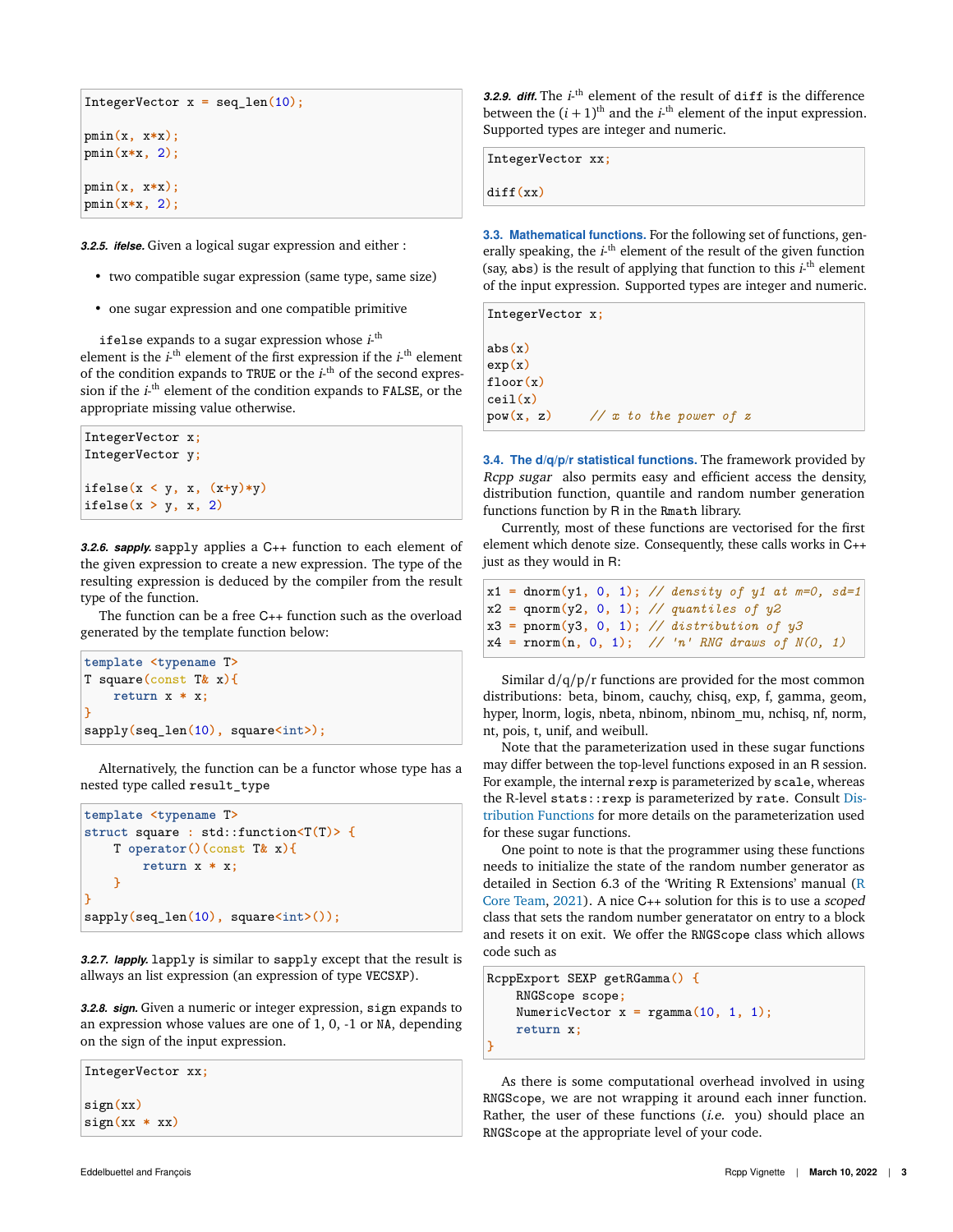```
IntegerVector x = seq_len(10);

pmin(x, x*x);
pmin(x*x, 2);

pmin(x, x*x);
pmin(x*x, 2);
```

#### 3.2.5. ifelse.

Given a logical sugar expression and either :

- two compatible sugar expression (same type, same size)
- one sugar expression and one compatible primitive

`ifelse` expands to a sugar expression whose $i$-th element is the $i$-th element of the first expression if the $i$-th element of the condition expands to `TRUE` or the $i$-th of the second expression if the $i$-th element of the condition expands to `FALSE`, or the appropriate missing value otherwise.

```
IntegerVector x;
IntegerVector y;

ifelse(x < y, x, (x+y)*y)
ifelse(x > y, x, 2)
```

#### 3.2.6. sapply.

`sapply` applies a C++ function to each element of the given expression to create a new expression. The type of the resulting expression is deduced by the compiler from the result type of the function.

The function can be a free C++ function such as the overload generated by the template function below:

```
template <typename T>
T square(const T& x){
    return x * x;
}
sapply(seq_len(10), square<int>);
```

Alternatively, the function can be a functor whose type has a nested type called `result_type`

```
template <typename T>
struct square : std::function<T(T)> {
    T operator()(const T& x){
        return x * x;
    }
}
sapply(seq_len(10), square<int>());
```

#### 3.2.7. lapply.

`lapply` is similar to `sapply` except that the result is allways an list expression (an expression of type `VECSXP`).

#### 3.2.8. sign.

Given a numeric or integer expression, `sign` expands to an expression whose values are one of 1, 0, -1 or `NA`, depending on the sign of the input expression.

```
IntegerVector xx;

sign(xx)
sign(xx * xx)
```

#### 3.2.9. diff.

The $i$-th element of the result of `diff` is the difference between the $(i+1)^{\text{th}}$ and the $i$-th element of the input expression. Supported types are integer and numeric.

```
IntegerVector xx;

diff(xx)
```

### 3.3. Mathematical functions.

For the following set of functions, generally speaking, the $i$-th element of the result of the given function (say, `abs`) is the result of applying that function to this $i$-th element of the input expression. Supported types are integer and numeric.

```
IntegerVector x;

abs(x)
exp(x)
floor(x)
ceil(x)
pow(x, z)      // x to the power of z
```

### 3.4. The d/q/p/r statistical functions.

The framework provided by *Rcpp sugar* also permits easy and efficient access the density, distribution function, quantile and random number generation functions function by R in the `Rmath` library.

Currently, most of these functions are vectorised for the first element which denote size. Consequently, these calls works in C++ just as they would in R:

```
x1 = dnorm(y1, 0, 1); // density of y1 at m=0, sd=1
x2 = qnorm(y2, 0, 1); // quantiles of y2
x3 = pnorm(y3, 0, 1); // distribution of y3
x4 = rnorm(n, 0, 1);  // 'n' RNG draws of N(0, 1)
```

Similar d/q/p/r functions are provided for the most common distributions: beta, binom, cauchy, chisq, exp, f, gamma, geom, hyper, lnorm, logis, nbeta, nbinom, nbinom_mu, nchisq, nf, norm, nt, pois, t, unif, and weibull.

Note that the parameterization used in these sugar functions may differ between the top-level functions exposed in an R session. For example, the internal `rexp` is parameterized by `scale`, whereas the R-level `stats::rexp` is parameterized by `rate`. Consult Distribution Functions for more details on the parameterization used for these sugar functions.

One point to note is that the programmer using these functions needs to initialize the state of the random number generator as detailed in Section 6.3 of the 'Writing R Extensions' manual (R Core Team, 2021). A nice C++ solution for this is to use a *scoped* class that sets the random number generatator on entry to a block and resets it on exit. We offer the `RNGScope` class which allows code such as

```
RcppExport SEXP getRGamma() {
    RNGScope scope;
    NumericVector x = rgamma(10, 1, 1);
    return x;
}
```

As there is some computational overhead involved in using `RNGScope`, we are not wrapping it around each inner function. Rather, the user of these functions (*i.e.* you) should place an `RNGScope` at the appropriate level of your code.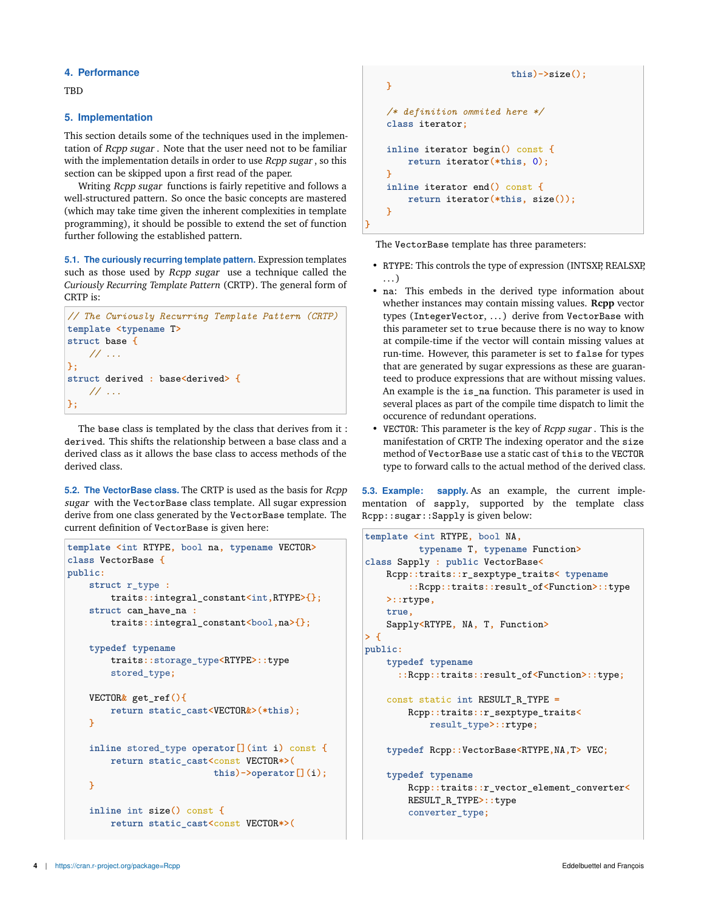## 4. Performance

TBD

## 5. Implementation

This section details some of the techniques used in the implementation of *Rcpp sugar*. Note that the user need not to be familiar with the implementation details in order to use *Rcpp sugar*, so this section can be skipped upon a first read of the paper.

Writing *Rcpp sugar* functions is fairly repetitive and follows a well-structured pattern. So once the basic concepts are mastered (which may take time given the inherent complexities in template programming), it should be possible to extend the set of function further following the established pattern.

### 5.1. The curiously recurring template pattern.

Expression templates such as those used by *Rcpp sugar* use a technique called the *Curiously Recurring Template Pattern* (CRTP). The general form of CRTP is:

```
// The Curiously Recurring Template Pattern (CRTP)
template <typename T>
struct base {
    // ...
};
struct derived : base<derived> {
    // ...
};
```

The base class is templated by the class that derives from it : `derived`. This shifts the relationship between a base class and a derived class as it allows the base class to access methods of the derived class.

### 5.2. The VectorBase class.

The CRTP is used as the basis for *Rcpp sugar* with the `VectorBase` class template. All sugar expression derive from one class generated by the `VectorBase` template. The current definition of `VectorBase` is given here:

```
template <int RTYPE, bool na, typename VECTOR>
class VectorBase {
public:
    struct r_type :
        traits::integral_constant<int,RTYPE>{};
    struct can_have_na :
        traits::integral_constant<bool,na>{};

    typedef typename
        traits::storage_type<RTYPE>::type
        stored_type;

    VECTOR& get_ref(){
        return static_cast<VECTOR&>(*this);
    }

    inline stored_type operator[](int i) const {
        return static_cast<const VECTOR*>(
                        this)->operator[](i);
    }

    inline int size() const {
        return static_cast<const VECTOR*>(
                        this)->size();
    }

    /* definition ommited here */
    class iterator;

    inline iterator begin() const {
        return iterator(*this, 0);
    }
    inline iterator end() const {
        return iterator(*this, size());
    }
}
```

The `VectorBase` template has three parameters:

- `RTYPE`: This controls the type of expression (INTSXP, REALSXP, ...)
- `na`: This embeds in the derived type information about whether instances may contain missing values. **Rcpp** vector types (`IntegerVector`, ...) derive from `VectorBase` with this parameter set to `true` because there is no way to know at compile-time if the vector will contain missing values at run-time. However, this parameter is set to `false` for types that are generated by sugar expressions as these are guaranteed to produce expressions that are without missing values. An example is the `is_na` function. This parameter is used in several places as part of the compile time dispatch to limit the occurence of redundant operations.
- `VECTOR`: This parameter is the key of *Rcpp sugar*. This is the manifestation of CRTP. The indexing operator and the `size` method of `VectorBase` use a static cast of `this` to the `VECTOR` type to forward calls to the actual method of the derived class.

### 5.3. Example: sapply.

As an example, the current implementation of `sapply`, supported by the template class `Rcpp::sugar::Sapply` is given below:

```
template <int RTYPE, bool NA,
        typename T, typename Function>
class Sapply : public VectorBase<
    Rcpp::traits::r_sexptype_traits< typename
        ::Rcpp::traits::result_of<Function>::type
    >::rtype,
    true,
    Sapply<RTYPE, NA, T, Function>
> {
public:
    typedef typename
      ::Rcpp::traits::result_of<Function>::type;

    const static int RESULT_R_TYPE =
        Rcpp::traits::r_sexptype_traits<
            result_type>::rtype;

    typedef Rcpp::VectorBase<RTYPE,NA,T> VEC;

    typedef typename
        Rcpp::traits::r_vector_element_converter<
        RESULT_R_TYPE>::type
        converter_type;
```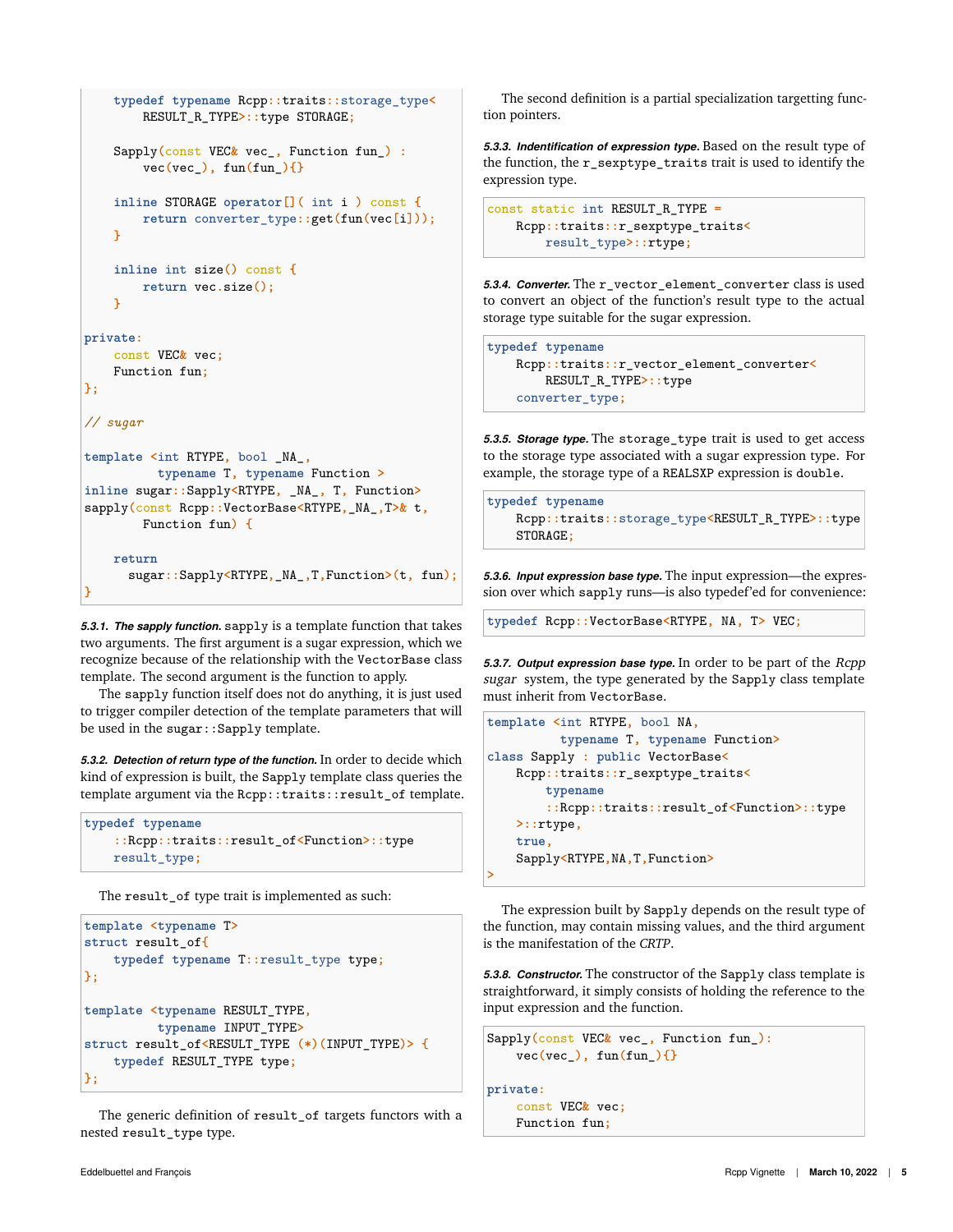```
    typedef typename Rcpp::traits::storage_type<
        RESULT_R_TYPE>::type STORAGE;

    Sapply(const VEC& vec_, Function fun_) :
        vec(vec_), fun(fun_){}

    inline STORAGE operator[]( int i ) const {
        return converter_type::get(fun(vec[i]));
    }

    inline int size() const {
        return vec.size();
    }

private:
    const VEC& vec;
    Function fun;
};

// sugar

template <int RTYPE, bool _NA_,
          typename T, typename Function >
inline sugar::Sapply<RTYPE, _NA_, T, Function>
sapply(const Rcpp::VectorBase<RTYPE,_NA_,T>& t,
        Function fun) {

    return
      sugar::Sapply<RTYPE,_NA_,T,Function>(t, fun);
}
```

**5.3.1. *The sapply function.*** `sapply` is a template function that takes two arguments. The first argument is a sugar expression, which we recognize because of the relationship with the `VectorBase` class template. The second argument is the function to apply.

The `sapply` function itself does not do anything, it is just used to trigger compiler detection of the template parameters that will be used in the `sugar::Sapply` template.

**5.3.2. *Detection of return type of the function.*** In order to decide which kind of expression is built, the `Sapply` template class queries the template argument via the `Rcpp::traits::result_of` template.

```
typedef typename
    ::Rcpp::traits::result_of<Function>::type
    result_type;
```

The `result_of` type trait is implemented as such:

```
template <typename T>
struct result_of{
    typedef typename T::result_type type;
};

template <typename RESULT_TYPE,
          typename INPUT_TYPE>
struct result_of<RESULT_TYPE (*)(INPUT_TYPE)> {
    typedef RESULT_TYPE type;
};
```

The generic definition of `result_of` targets functors with a nested `result_type` type.

The second definition is a partial specialization targetting function pointers.

**5.3.3. *Indentification of expression type.*** Based on the result type of the function, the `r_sexptype_traits` trait is used to identify the expression type.

```
const static int RESULT_R_TYPE =
    Rcpp::traits::r_sexptype_traits<
        result_type>::rtype;
```

**5.3.4. *Converter.*** The `r_vector_element_converter` class is used to convert an object of the function's result type to the actual storage type suitable for the sugar expression.

```
typedef typename
    Rcpp::traits::r_vector_element_converter<
        RESULT_R_TYPE>::type
    converter_type;
```

**5.3.5. *Storage type.*** The `storage_type` trait is used to get access to the storage type associated with a sugar expression type. For example, the storage type of a `REALSXP` expression is `double`.

```
typedef typename
    Rcpp::traits::storage_type<RESULT_R_TYPE>::type
    STORAGE;
```

**5.3.6. *Input expression base type.*** The input expression—the expression over which `sapply` runs—is also typedef'ed for convenience:

```
typedef Rcpp::VectorBase<RTYPE, NA, T> VEC;
```

**5.3.7. *Output expression base type.*** In order to be part of the *Rcpp sugar* system, the type generated by the `Sapply` class template must inherit from `VectorBase`.

```
template <int RTYPE, bool NA,
          typename T, typename Function>
class Sapply : public VectorBase<
    Rcpp::traits::r_sexptype_traits<
        typename
        ::Rcpp::traits::result_of<Function>::type
    >::rtype,
    true,
    Sapply<RTYPE,NA,T,Function>
>
```

The expression built by `Sapply` depends on the result type of the function, may contain missing values, and the third argument is the manifestation of the *CRTP*.

**5.3.8. *Constructor.*** The constructor of the `Sapply` class template is straightforward, it simply consists of holding the reference to the input expression and the function.

```
Sapply(const VEC& vec_, Function fun_):
    vec(vec_), fun(fun_){}

private:
    const VEC& vec;
    Function fun;
```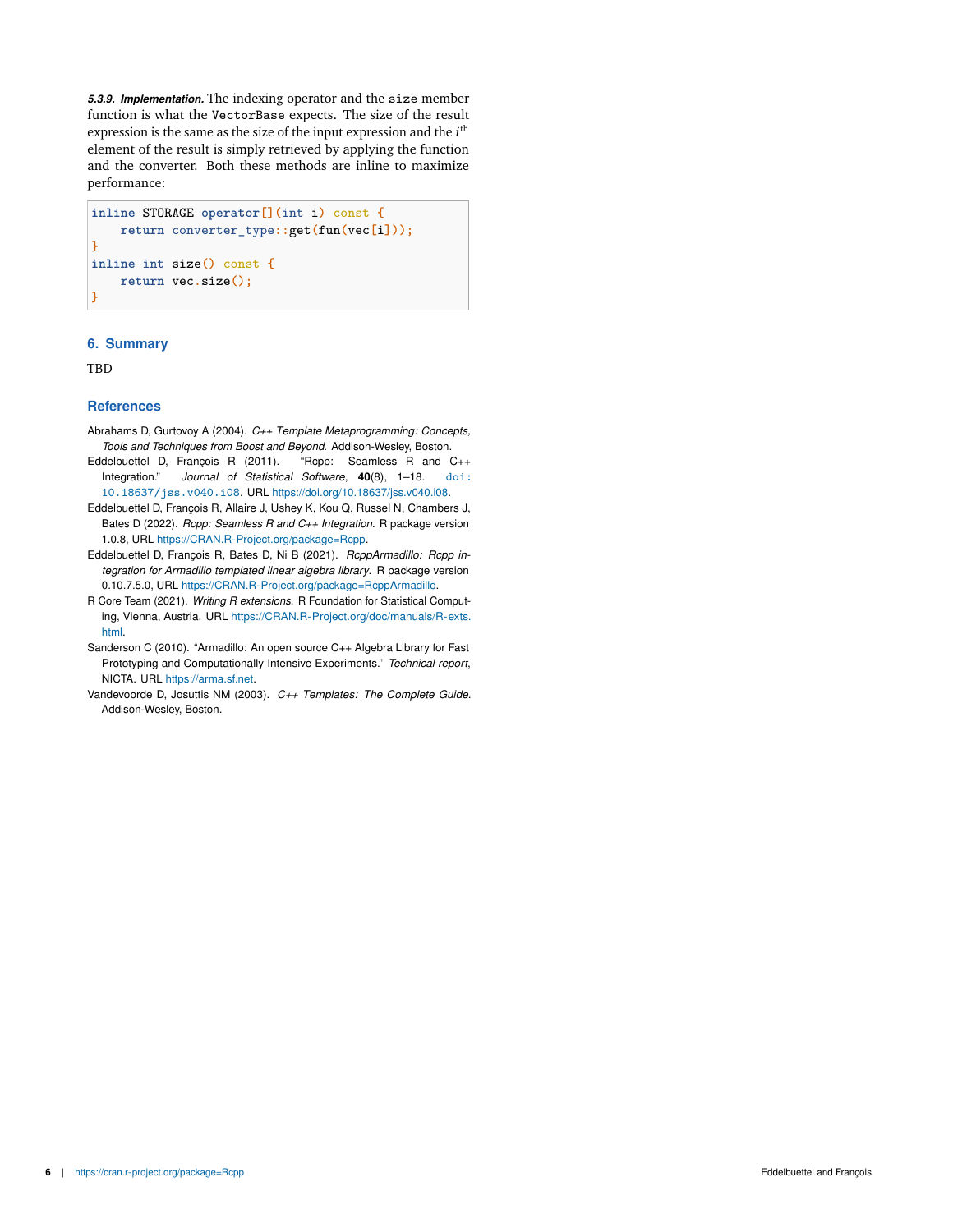#### *5.3.9. Implementation.*

The indexing operator and the `size` member function is what the `VectorBase` expects. The size of the result expression is the same as the size of the input expression and the $i^{\text{th}}$ element of the result is simply retrieved by applying the function and the converter. Both these methods are inline to maximize performance:

```
inline STORAGE operator[](int i) const {
    return converter_type::get(fun(vec[i]));
}
inline int size() const {
    return vec.size();
}
```

## 6. Summary

TBD

## References

Abrahams D, Gurtovoy A (2004). *C++ Template Metaprogramming: Concepts, Tools and Techniques from Boost and Beyond*. Addison-Wesley, Boston.

Eddelbuettel D, François R (2011). “Rcpp: Seamless R and C++ Integration.” *Journal of Statistical Software*, **40**(8), 1–18. doi: 10.18637/jss.v040.i08. URL https://doi.org/10.18637/jss.v040.i08.

Eddelbuettel D, François R, Allaire J, Ushey K, Kou Q, Russel N, Chambers J, Bates D (2022). *Rcpp: Seamless R and C++ Integration*. R package version 1.0.8, URL https://CRAN.R-Project.org/package=Rcpp.

Eddelbuettel D, François R, Bates D, Ni B (2021). *RcppArmadillo: Rcpp integration for Armadillo templated linear algebra library*. R package version 0.10.7.5.0, URL https://CRAN.R-Project.org/package=RcppArmadillo.

R Core Team (2021). *Writing R extensions*. R Foundation for Statistical Computing, Vienna, Austria. URL https://CRAN.R-Project.org/doc/manuals/R-exts.html.

Sanderson C (2010). “Armadillo: An open source C++ Algebra Library for Fast Prototyping and Computationally Intensive Experiments.” *Technical report*, NICTA. URL https://arma.sf.net.

Vandevoorde D, Josuttis NM (2003). *C++ Templates: The Complete Guide*. Addison-Wesley, Boston.